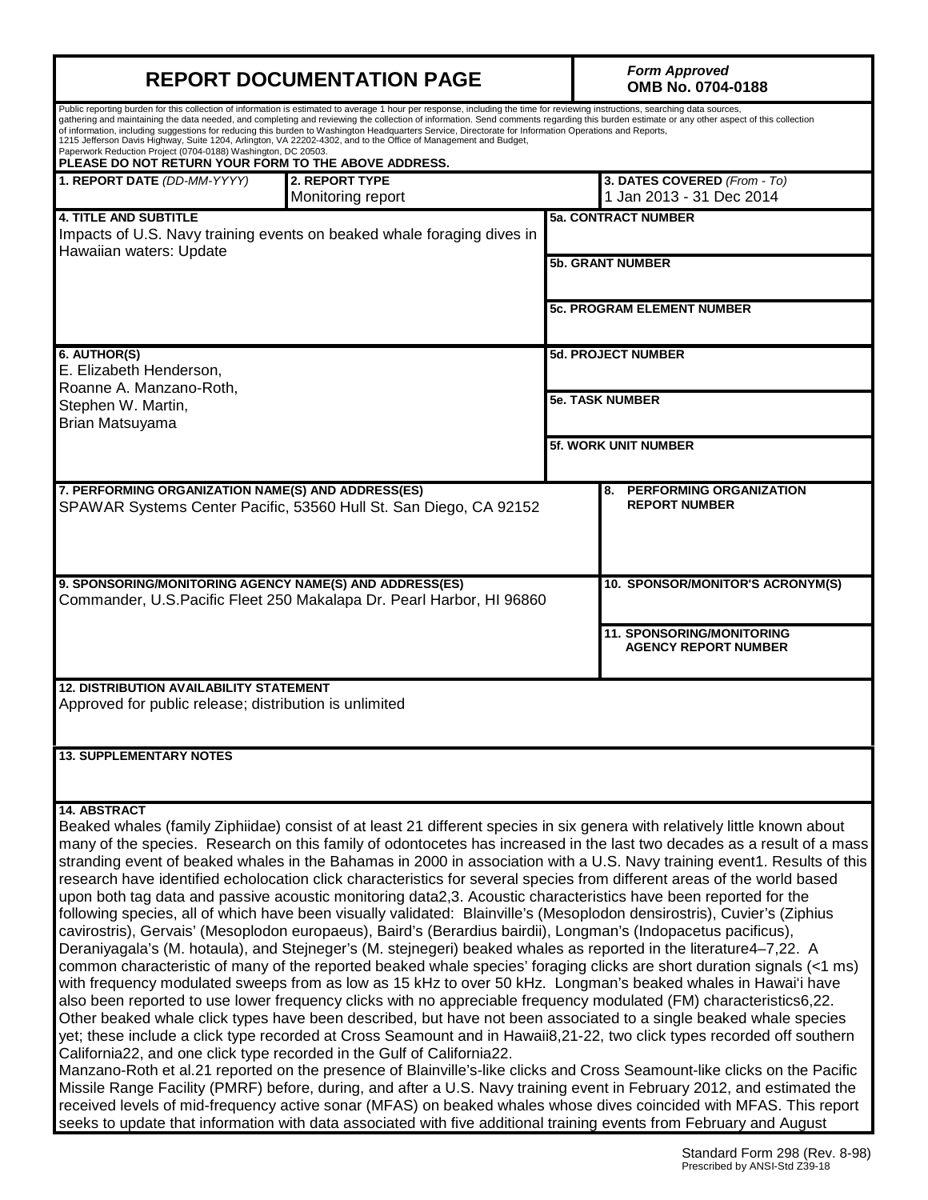# REPORT DOCUMENTATION PAGE

*Form Approved*
**OMB No. 0704-0188**

Public reporting burden for this collection of information is estimated to average 1 hour per response, including the time for reviewing instructions, searching data sources, gathering and maintaining the data needed, and completing and reviewing the collection of information. Send comments regarding this burden estimate or any other aspect of this collection of information, including suggestions for reducing this burden to Washington Headquarters Service, Directorate for Information Operations and Reports, 1215 Jefferson Davis Highway, Suite 1204, Arlington, VA 22202-4302, and to the Office of Management and Budget, Paperwork Reduction Project (0704-0188) Washington, DC 20503.
**PLEASE DO NOT RETURN YOUR FORM TO THE ABOVE ADDRESS.**

| **1. REPORT DATE** *(DD-MM-YYYY)* | **2. REPORT TYPE** | **3. DATES COVERED** *(From - To)* |
|---|---|---|
| | Monitoring report | 1 Jan 2013 - 31 Dec 2014 |

**4. TITLE AND SUBTITLE**
Impacts of U.S. Navy training events on beaked whale foraging dives in Hawaiian waters: Update

**5a. CONTRACT NUMBER**

**5b. GRANT NUMBER**

**5c. PROGRAM ELEMENT NUMBER**

**6. AUTHOR(S)**
E. Elizabeth Henderson,
Roanne A. Manzano-Roth,
Stephen W. Martin,
Brian Matsuyama

**5d. PROJECT NUMBER**

**5e. TASK NUMBER**

**5f. WORK UNIT NUMBER**

**7. PERFORMING ORGANIZATION NAME(S) AND ADDRESS(ES)**
SPAWAR Systems Center Pacific, 53560 Hull St. San Diego, CA 92152

**8. PERFORMING ORGANIZATION REPORT NUMBER**

**9. SPONSORING/MONITORING AGENCY NAME(S) AND ADDRESS(ES)**
Commander, U.S.Pacific Fleet 250 Makalapa Dr. Pearl Harbor, HI 96860

**10. SPONSOR/MONITOR'S ACRONYM(S)**

**11. SPONSORING/MONITORING AGENCY REPORT NUMBER**

**12. DISTRIBUTION AVAILABILITY STATEMENT**
Approved for public release; distribution is unlimited

**13. SUPPLEMENTARY NOTES**

**14. ABSTRACT**
Beaked whales (family Ziphiidae) consist of at least 21 different species in six genera with relatively little known about many of the species. Research on this family of odontocetes has increased in the last two decades as a result of a mass stranding event of beaked whales in the Bahamas in 2000 in association with a U.S. Navy training event[1]. Results of this research have identified echolocation click characteristics for several species from different areas of the world based upon both tag data and passive acoustic monitoring data[2,3]. Acoustic characteristics have been reported for the following species, all of which have been visually validated: Blainville's (Mesoplodon densirostris), Cuvier's (Ziphius cavirostris), Gervais' (Mesoplodon europaeus), Baird's (Berardius bairdii), Longman's (Indopacetus pacificus), Deraniyagala's (M. hotaula), and Stejneger's (M. stejnegeri) beaked whales as reported in the literature[4–7,22]. A common characteristic of many of the reported beaked whale species' foraging clicks are short duration signals (<1 ms) with frequency modulated sweeps from as low as 15 kHz to over 50 kHz. Longman's beaked whales in Hawai'i have also been reported to use lower frequency clicks with no appreciable frequency modulated (FM) characteristics[6,22]. Other beaked whale click types have been described, but have not been associated to a single beaked whale species yet; these include a click type recorded at Cross Seamount and in Hawaii[8,21-22], two click types recorded off southern California[22], and one click type recorded in the Gulf of California[22].
Manzano-Roth et al.[21] reported on the presence of Blainville's-like clicks and Cross Seamount-like clicks on the Pacific Missile Range Facility (PMRF) before, during, and after a U.S. Navy training event in February 2012, and estimated the received levels of mid-frequency active sonar (MFAS) on beaked whales whose dives coincided with MFAS. This report seeks to update that information with data associated with five additional training events from February and August

Standard Form 298 (Rev. 8-98)
Prescribed by ANSI-Std Z39-18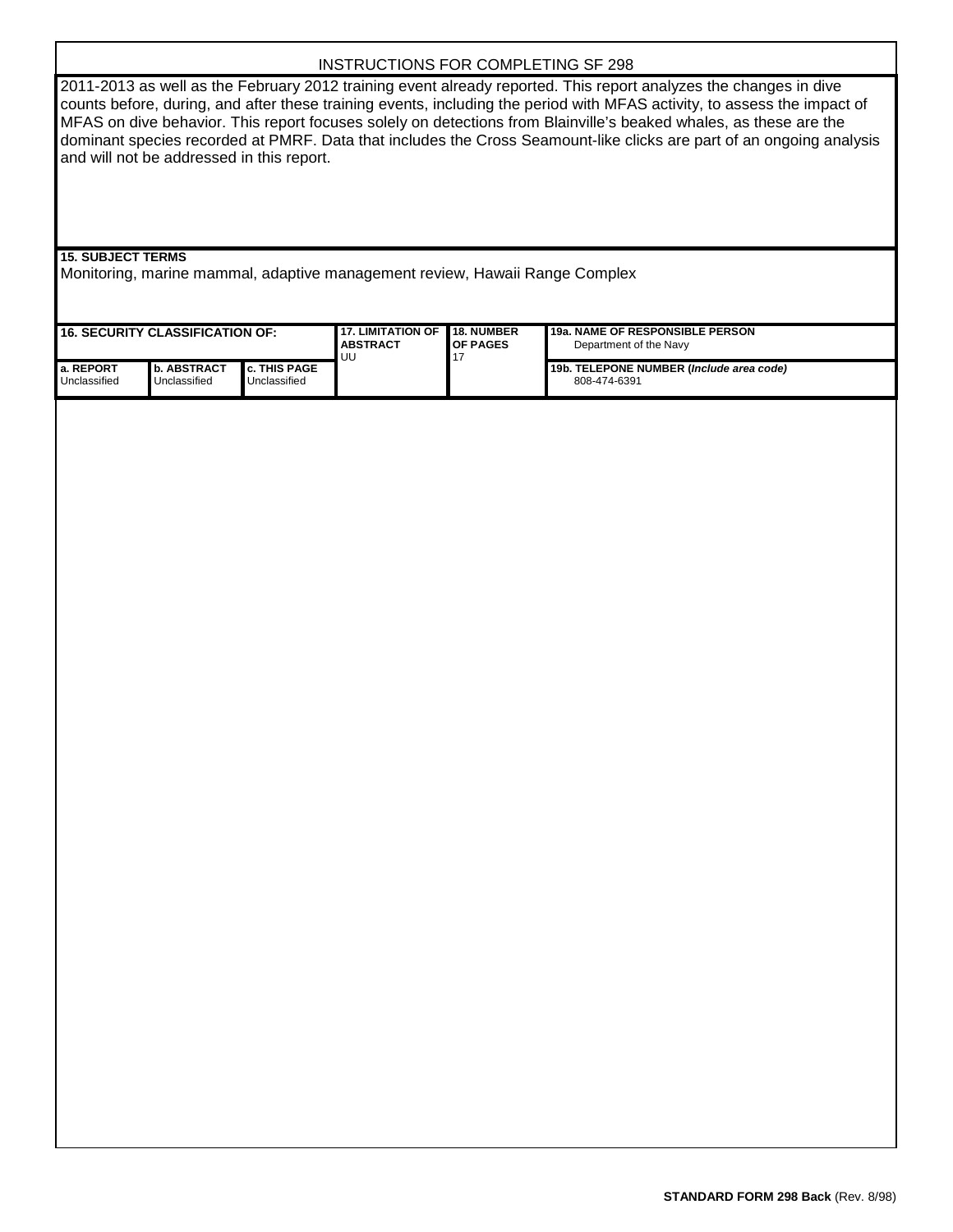INSTRUCTIONS FOR COMPLETING SF 298

2011-2013 as well as the February 2012 training event already reported. This report analyzes the changes in dive counts before, during, and after these training events, including the period with MFAS activity, to assess the impact of MFAS on dive behavior. This report focuses solely on detections from Blainville's beaked whales, as these are the dominant species recorded at PMRF. Data that includes the Cross Seamount-like clicks are part of an ongoing analysis and will not be addressed in this report.

**15. SUBJECT TERMS**

Monitoring, marine mammal, adaptive management review, Hawaii Range Complex

| **16. SECURITY CLASSIFICATION OF:** | | | **17. LIMITATION OF ABSTRACT** | **18. NUMBER OF PAGES** | **19a. NAME OF RESPONSIBLE PERSON** |
|---|---|---|---|---|---|
| | | | UU | 17 | Department of the Navy |
| **a. REPORT** | **b. ABSTRACT** | **c. THIS PAGE** | | | **19b. TELEPONE NUMBER (*Include area code*)** |
| Unclassified | Unclassified | Unclassified | | | 808-474-6391 |

**STANDARD FORM 298 Back** (Rev. 8/98)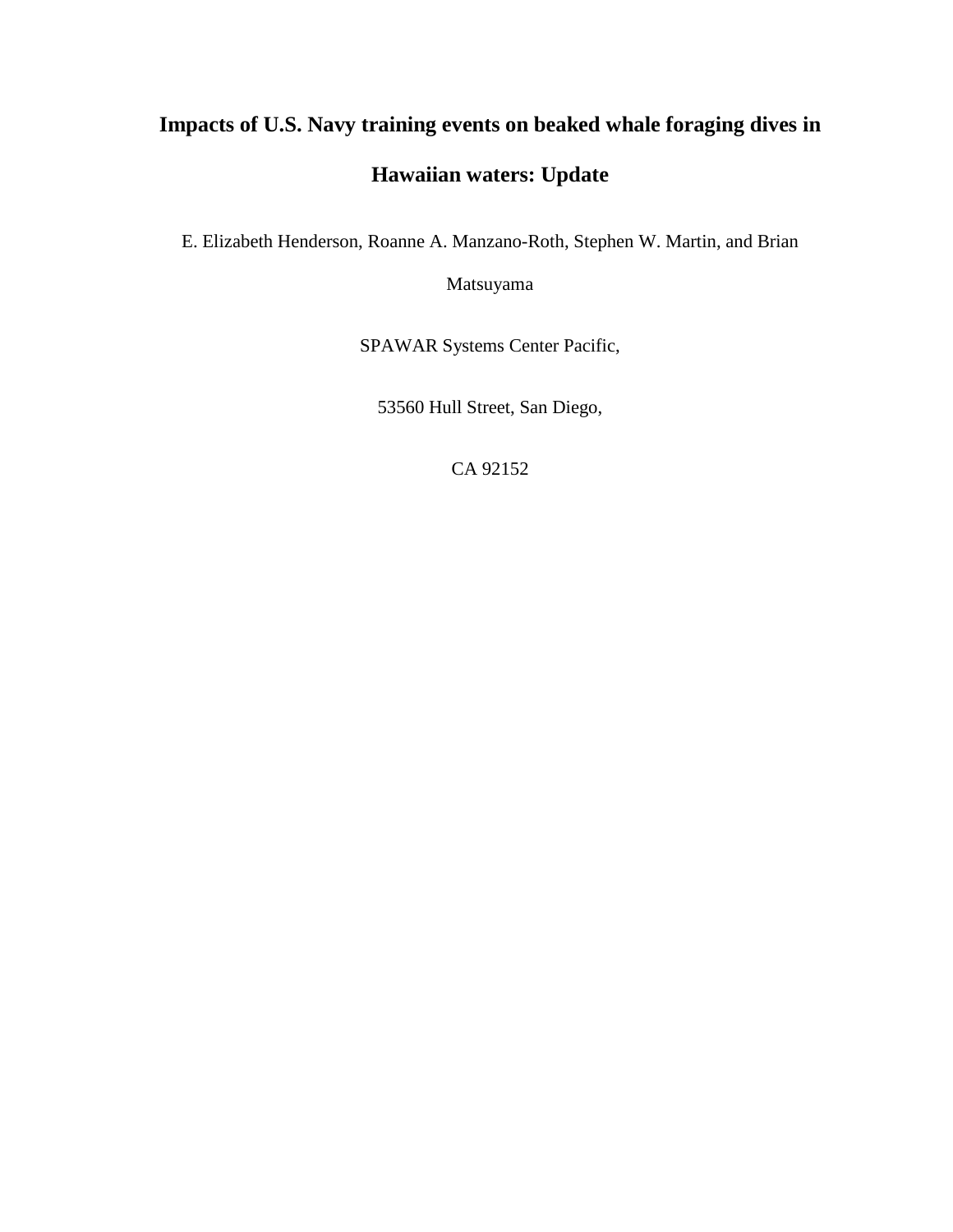# Impacts of U.S. Navy training events on beaked whale foraging dives in Hawaiian waters: Update

E. Elizabeth Henderson, Roanne A. Manzano-Roth, Stephen W. Martin, and Brian Matsuyama

SPAWAR Systems Center Pacific,

53560 Hull Street, San Diego,

CA 92152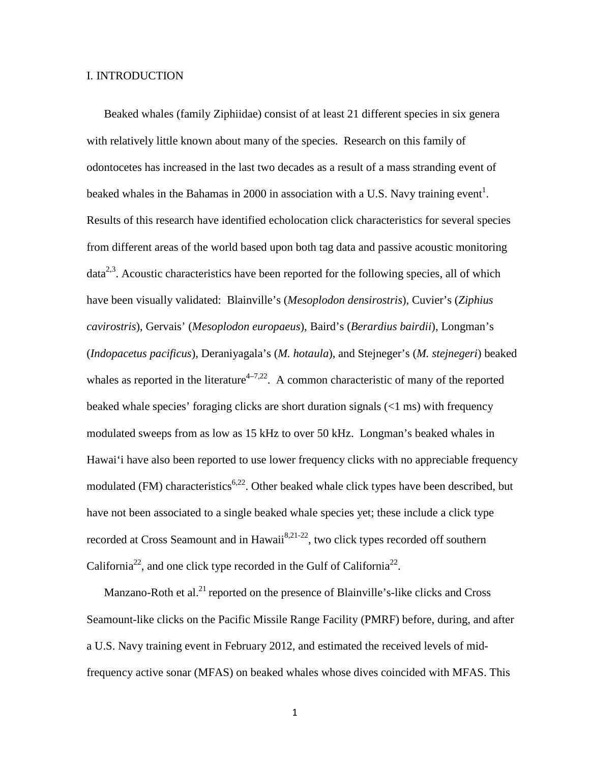# I. INTRODUCTION

Beaked whales (family Ziphiidae) consist of at least 21 different species in six genera with relatively little known about many of the species. Research on this family of odontocetes has increased in the last two decades as a result of a mass stranding event of beaked whales in the Bahamas in 2000 in association with a U.S. Navy training event[1]. Results of this research have identified echolocation click characteristics for several species from different areas of the world based upon both tag data and passive acoustic monitoring data[2,3]. Acoustic characteristics have been reported for the following species, all of which have been visually validated: Blainville's (*Mesoplodon densirostris*), Cuvier's (*Ziphius cavirostris*), Gervais' (*Mesoplodon europaeus*), Baird's (*Berardius bairdii*), Longman's (*Indopacetus pacificus*), Deraniyagala's (*M. hotaula*), and Stejneger's (*M. stejnegeri*) beaked whales as reported in the literature[4–7,22]. A common characteristic of many of the reported beaked whale species' foraging clicks are short duration signals (<1 ms) with frequency modulated sweeps from as low as 15 kHz to over 50 kHz. Longman's beaked whales in Hawai'i have also been reported to use lower frequency clicks with no appreciable frequency modulated (FM) characteristics[6,22]. Other beaked whale click types have been described, but have not been associated to a single beaked whale species yet; these include a click type recorded at Cross Seamount and in Hawaii[8,21-22], two click types recorded off southern California[22], and one click type recorded in the Gulf of California[22].

Manzano-Roth et al.[21] reported on the presence of Blainville's-like clicks and Cross Seamount-like clicks on the Pacific Missile Range Facility (PMRF) before, during, and after a U.S. Navy training event in February 2012, and estimated the received levels of mid-frequency active sonar (MFAS) on beaked whales whose dives coincided with MFAS. This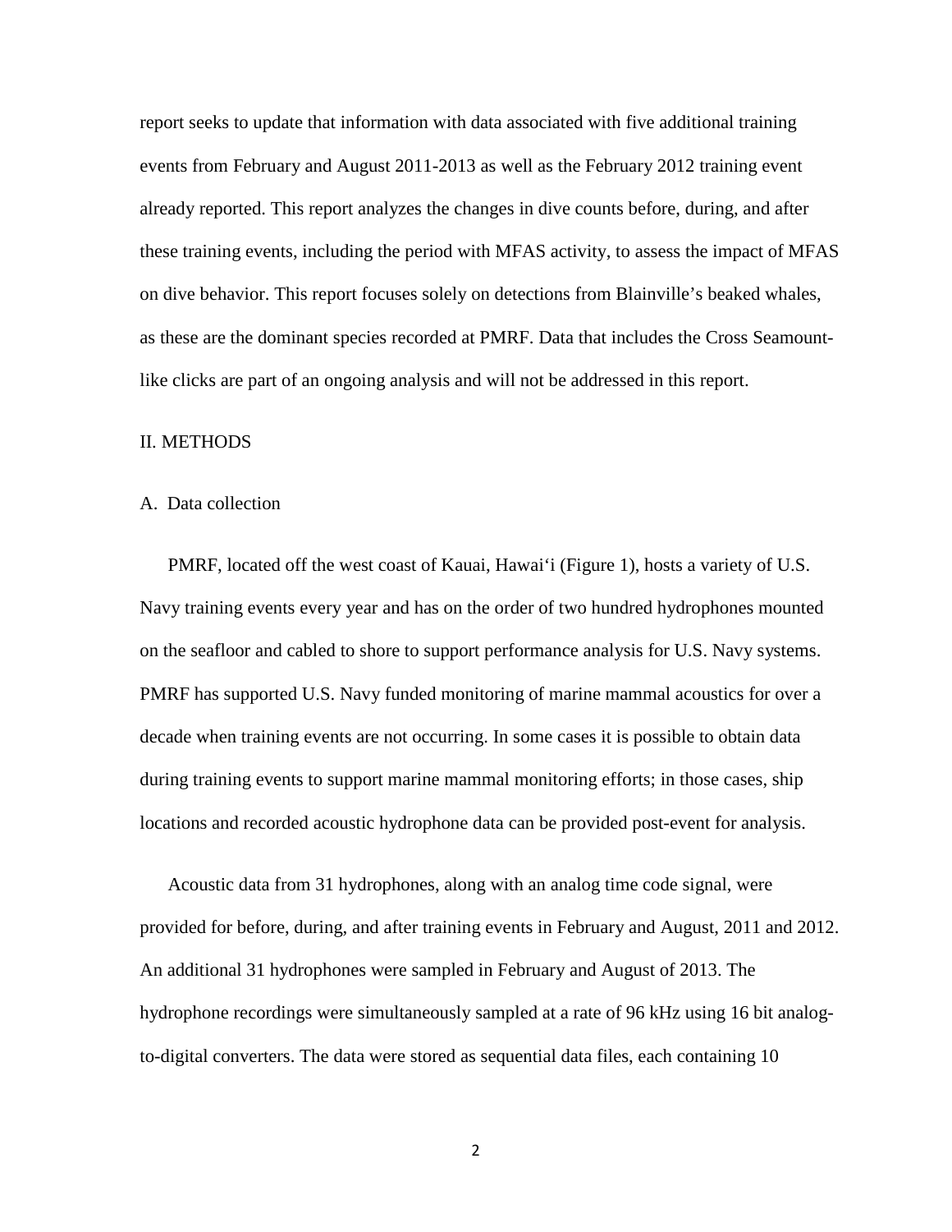report seeks to update that information with data associated with five additional training events from February and August 2011-2013 as well as the February 2012 training event already reported. This report analyzes the changes in dive counts before, during, and after these training events, including the period with MFAS activity, to assess the impact of MFAS on dive behavior. This report focuses solely on detections from Blainville's beaked whales, as these are the dominant species recorded at PMRF. Data that includes the Cross Seamount-like clicks are part of an ongoing analysis and will not be addressed in this report.

## II. METHODS

### A. Data collection

PMRF, located off the west coast of Kauai, Hawai'i (Figure 1), hosts a variety of U.S. Navy training events every year and has on the order of two hundred hydrophones mounted on the seafloor and cabled to shore to support performance analysis for U.S. Navy systems. PMRF has supported U.S. Navy funded monitoring of marine mammal acoustics for over a decade when training events are not occurring. In some cases it is possible to obtain data during training events to support marine mammal monitoring efforts; in those cases, ship locations and recorded acoustic hydrophone data can be provided post-event for analysis.

Acoustic data from 31 hydrophones, along with an analog time code signal, were provided for before, during, and after training events in February and August, 2011 and 2012. An additional 31 hydrophones were sampled in February and August of 2013. The hydrophone recordings were simultaneously sampled at a rate of 96 kHz using 16 bit analog-to-digital converters. The data were stored as sequential data files, each containing 10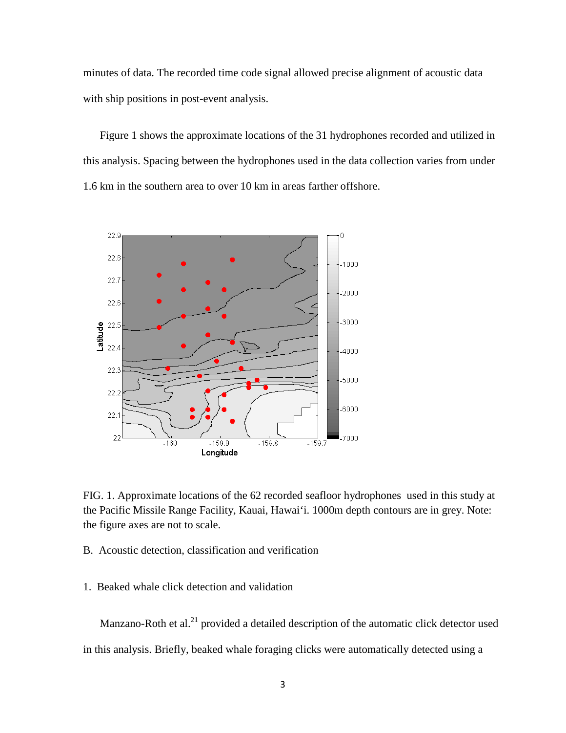minutes of data. The recorded time code signal allowed precise alignment of acoustic data with ship positions in post-event analysis.

Figure 1 shows the approximate locations of the 31 hydrophones recorded and utilized in this analysis. Spacing between the hydrophones used in the data collection varies from under 1.6 km in the southern area to over 10 km in areas farther offshore.

FIG. 1. Approximate locations of the 62 recorded seafloor hydrophones used in this study at the Pacific Missile Range Facility, Kauai, Hawai'i. 1000m depth contours are in grey. Note: the figure axes are not to scale.

B. Acoustic detection, classification and verification

1. Beaked whale click detection and validation

Manzano-Roth et al.[21] provided a detailed description of the automatic click detector used in this analysis. Briefly, beaked whale foraging clicks were automatically detected using a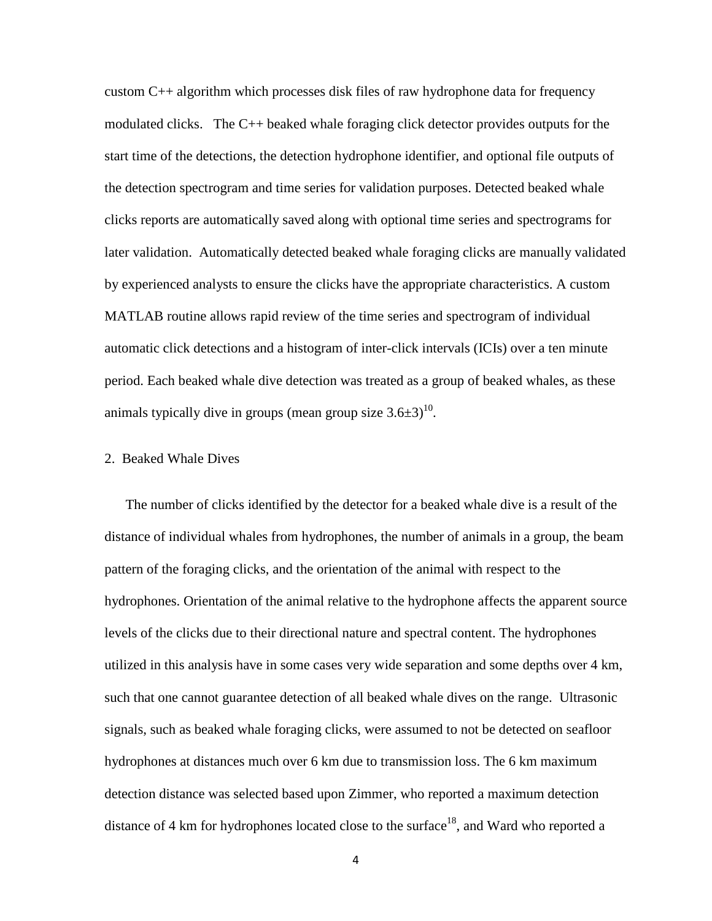custom C++ algorithm which processes disk files of raw hydrophone data for frequency modulated clicks. The C++ beaked whale foraging click detector provides outputs for the start time of the detections, the detection hydrophone identifier, and optional file outputs of the detection spectrogram and time series for validation purposes. Detected beaked whale clicks reports are automatically saved along with optional time series and spectrograms for later validation. Automatically detected beaked whale foraging clicks are manually validated by experienced analysts to ensure the clicks have the appropriate characteristics. A custom MATLAB routine allows rapid review of the time series and spectrogram of individual automatic click detections and a histogram of inter-click intervals (ICIs) over a ten minute period. Each beaked whale dive detection was treated as a group of beaked whales, as these animals typically dive in groups (mean group size $3.6\pm3$)[10].

## 2. Beaked Whale Dives

The number of clicks identified by the detector for a beaked whale dive is a result of the distance of individual whales from hydrophones, the number of animals in a group, the beam pattern of the foraging clicks, and the orientation of the animal with respect to the hydrophones. Orientation of the animal relative to the hydrophone affects the apparent source levels of the clicks due to their directional nature and spectral content. The hydrophones utilized in this analysis have in some cases very wide separation and some depths over 4 km, such that one cannot guarantee detection of all beaked whale dives on the range. Ultrasonic signals, such as beaked whale foraging clicks, were assumed to not be detected on seafloor hydrophones at distances much over 6 km due to transmission loss. The 6 km maximum detection distance was selected based upon Zimmer, who reported a maximum detection distance of 4 km for hydrophones located close to the surface[18], and Ward who reported a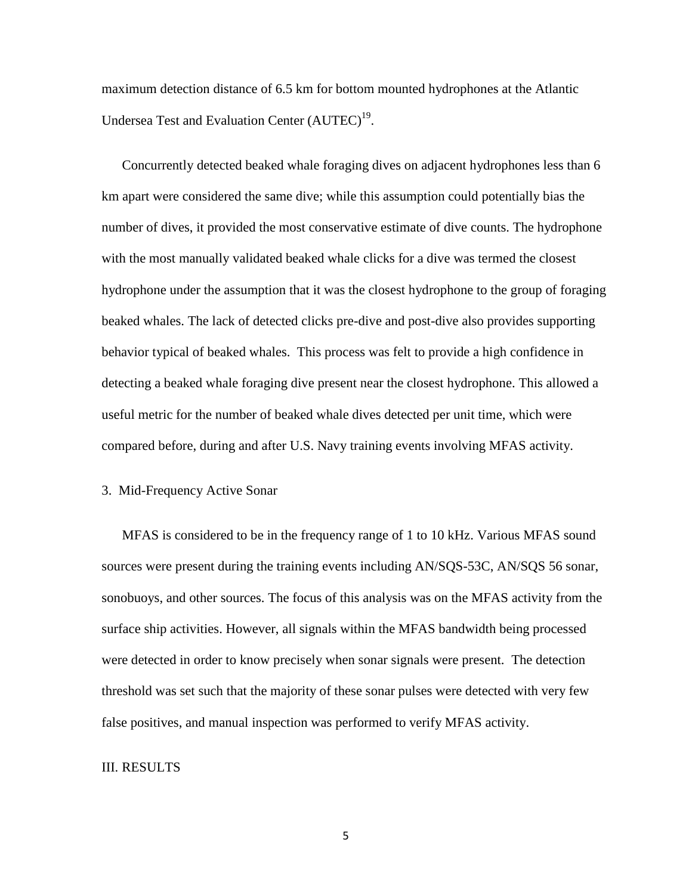maximum detection distance of 6.5 km for bottom mounted hydrophones at the Atlantic Undersea Test and Evaluation Center (AUTEC)[19].

Concurrently detected beaked whale foraging dives on adjacent hydrophones less than 6 km apart were considered the same dive; while this assumption could potentially bias the number of dives, it provided the most conservative estimate of dive counts. The hydrophone with the most manually validated beaked whale clicks for a dive was termed the closest hydrophone under the assumption that it was the closest hydrophone to the group of foraging beaked whales. The lack of detected clicks pre-dive and post-dive also provides supporting behavior typical of beaked whales. This process was felt to provide a high confidence in detecting a beaked whale foraging dive present near the closest hydrophone. This allowed a useful metric for the number of beaked whale dives detected per unit time, which were compared before, during and after U.S. Navy training events involving MFAS activity.

### 3. Mid-Frequency Active Sonar

MFAS is considered to be in the frequency range of 1 to 10 kHz. Various MFAS sound sources were present during the training events including AN/SQS-53C, AN/SQS 56 sonar, sonobuoys, and other sources. The focus of this analysis was on the MFAS activity from the surface ship activities. However, all signals within the MFAS bandwidth being processed were detected in order to know precisely when sonar signals were present. The detection threshold was set such that the majority of these sonar pulses were detected with very few false positives, and manual inspection was performed to verify MFAS activity.

## III. RESULTS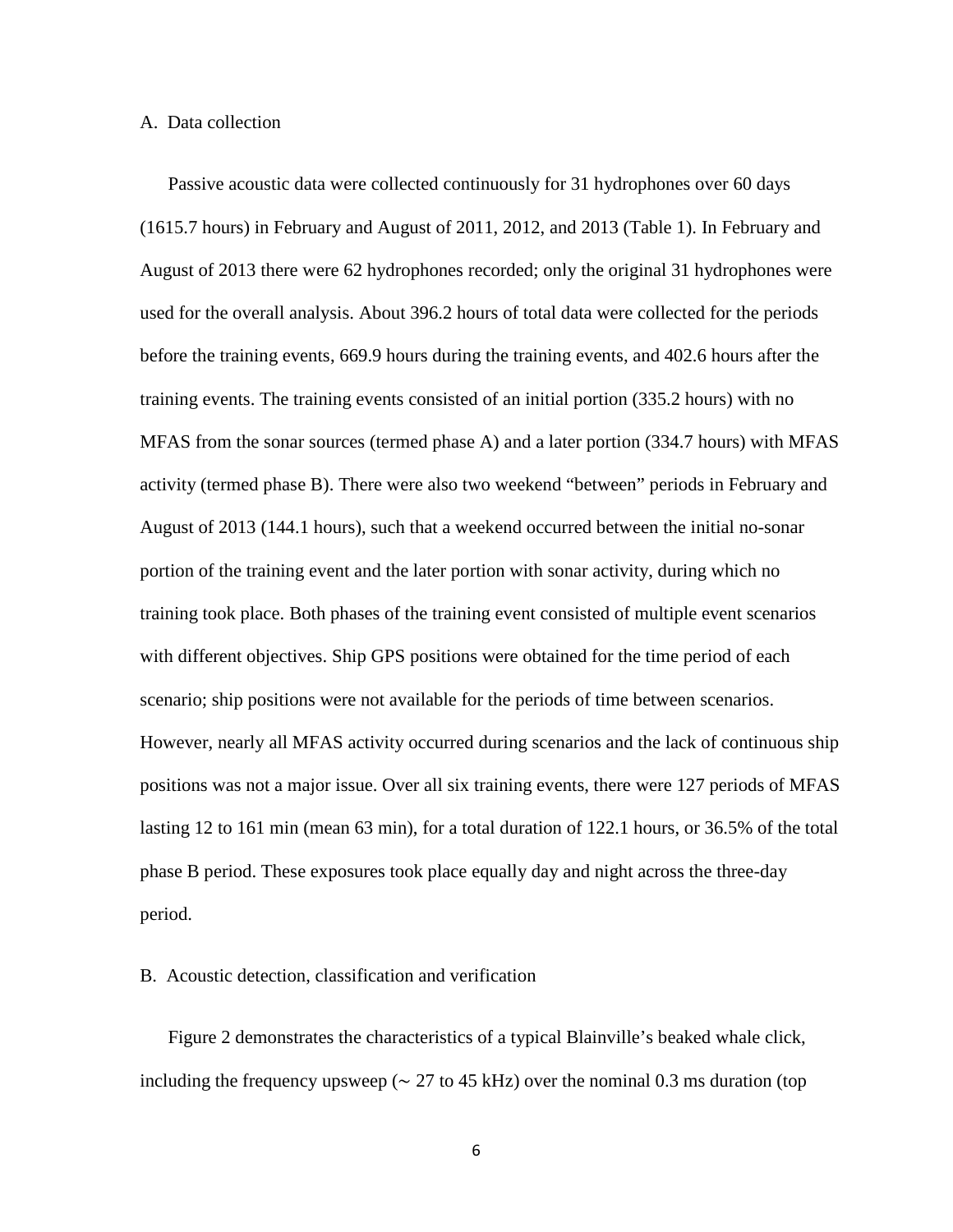### A. Data collection

Passive acoustic data were collected continuously for 31 hydrophones over 60 days (1615.7 hours) in February and August of 2011, 2012, and 2013 (Table 1). In February and August of 2013 there were 62 hydrophones recorded; only the original 31 hydrophones were used for the overall analysis. About 396.2 hours of total data were collected for the periods before the training events, 669.9 hours during the training events, and 402.6 hours after the training events. The training events consisted of an initial portion (335.2 hours) with no MFAS from the sonar sources (termed phase A) and a later portion (334.7 hours) with MFAS activity (termed phase B). There were also two weekend "between" periods in February and August of 2013 (144.1 hours), such that a weekend occurred between the initial no-sonar portion of the training event and the later portion with sonar activity, during which no training took place. Both phases of the training event consisted of multiple event scenarios with different objectives. Ship GPS positions were obtained for the time period of each scenario; ship positions were not available for the periods of time between scenarios. However, nearly all MFAS activity occurred during scenarios and the lack of continuous ship positions was not a major issue. Over all six training events, there were 127 periods of MFAS lasting 12 to 161 min (mean 63 min), for a total duration of 122.1 hours, or 36.5% of the total phase B period. These exposures took place equally day and night across the three-day period.

### B. Acoustic detection, classification and verification

Figure 2 demonstrates the characteristics of a typical Blainville's beaked whale click, including the frequency upsweep ($\sim$ 27 to 45 kHz) over the nominal 0.3 ms duration (top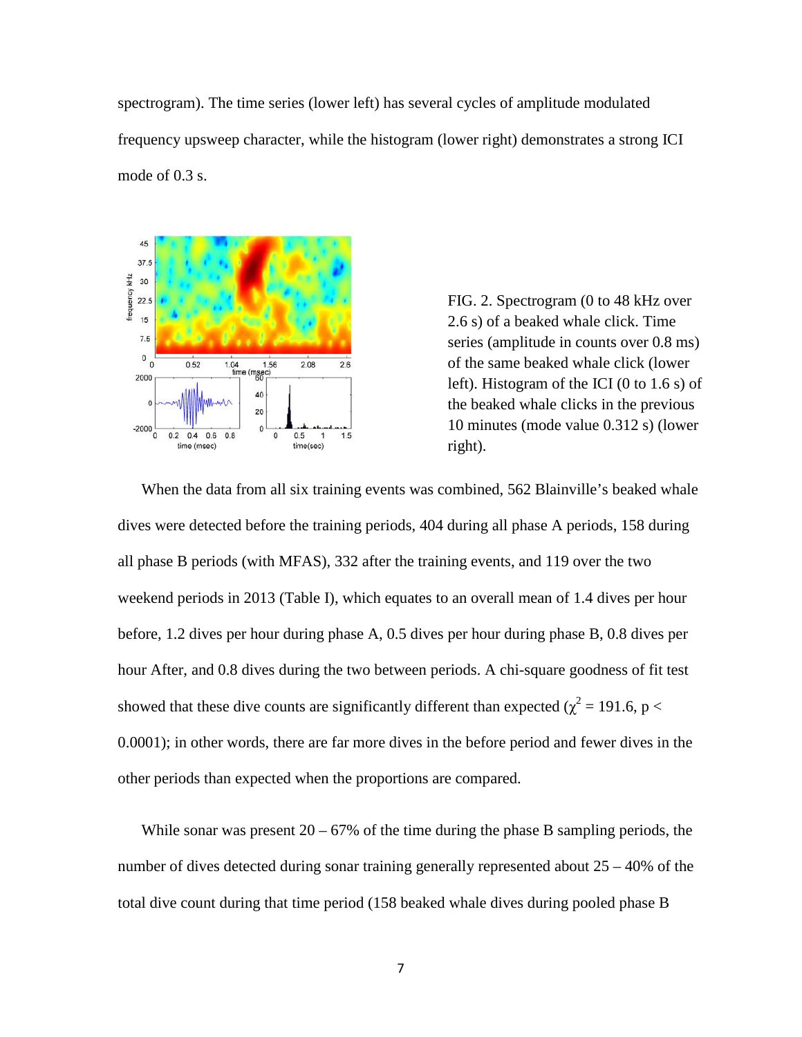spectrogram). The time series (lower left) has several cycles of amplitude modulated frequency upsweep character, while the histogram (lower right) demonstrates a strong ICI mode of 0.3 s.

FIG. 2. Spectrogram (0 to 48 kHz over 2.6 s) of a beaked whale click. Time series (amplitude in counts over 0.8 ms) of the same beaked whale click (lower left). Histogram of the ICI (0 to 1.6 s) of the beaked whale clicks in the previous 10 minutes (mode value 0.312 s) (lower right).

When the data from all six training events was combined, 562 Blainville's beaked whale dives were detected before the training periods, 404 during all phase A periods, 158 during all phase B periods (with MFAS), 332 after the training events, and 119 over the two weekend periods in 2013 (Table I), which equates to an overall mean of 1.4 dives per hour before, 1.2 dives per hour during phase A, 0.5 dives per hour during phase B, 0.8 dives per hour After, and 0.8 dives during the two between periods. A chi-square goodness of fit test showed that these dive counts are significantly different than expected ($\chi^2 = 191.6$, $p < 0.0001$); in other words, there are far more dives in the before period and fewer dives in the other periods than expected when the proportions are compared.

While sonar was present 20 – 67% of the time during the phase B sampling periods, the number of dives detected during sonar training generally represented about 25 – 40% of the total dive count during that time period (158 beaked whale dives during pooled phase B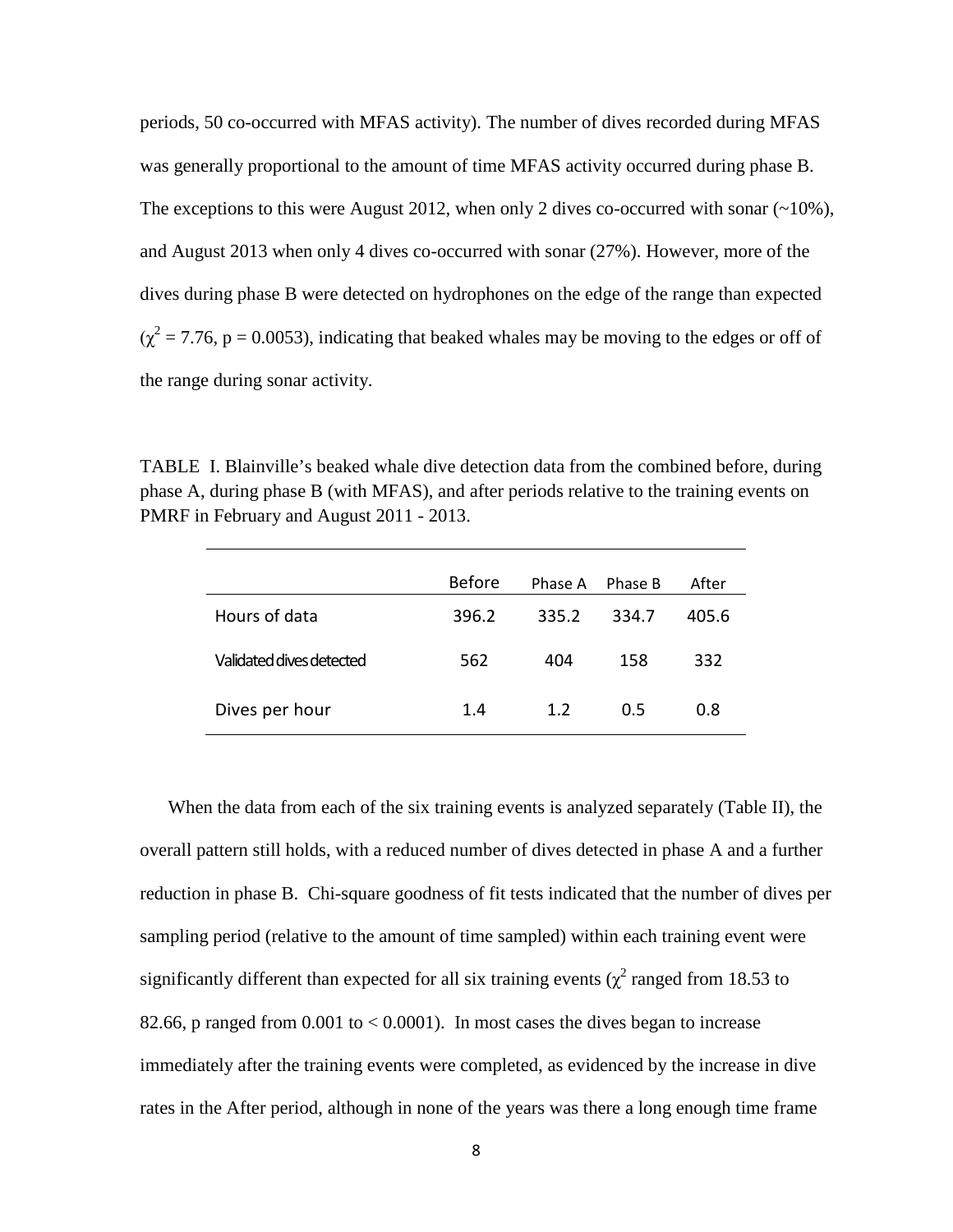periods, 50 co-occurred with MFAS activity). The number of dives recorded during MFAS was generally proportional to the amount of time MFAS activity occurred during phase B. The exceptions to this were August 2012, when only 2 dives co-occurred with sonar (~10%), and August 2013 when only 4 dives co-occurred with sonar (27%). However, more of the dives during phase B were detected on hydrophones on the edge of the range than expected ($\chi^2$ = 7.76, p = 0.0053), indicating that beaked whales may be moving to the edges or off of the range during sonar activity.

TABLE I. Blainville's beaked whale dive detection data from the combined before, during phase A, during phase B (with MFAS), and after periods relative to the training events on PMRF in February and August 2011 - 2013.

| | Before | Phase A | Phase B | After |
|---|---|---|---|---|
| Hours of data | 396.2 | 335.2 | 334.7 | 405.6 |
| Validated dives detected | 562 | 404 | 158 | 332 |
| Dives per hour | 1.4 | 1.2 | 0.5 | 0.8 |

When the data from each of the six training events is analyzed separately (Table II), the overall pattern still holds, with a reduced number of dives detected in phase A and a further reduction in phase B. Chi-square goodness of fit tests indicated that the number of dives per sampling period (relative to the amount of time sampled) within each training event were significantly different than expected for all six training events ($\chi^2$ ranged from 18.53 to 82.66, p ranged from 0.001 to < 0.0001). In most cases the dives began to increase immediately after the training events were completed, as evidenced by the increase in dive rates in the After period, although in none of the years was there a long enough time frame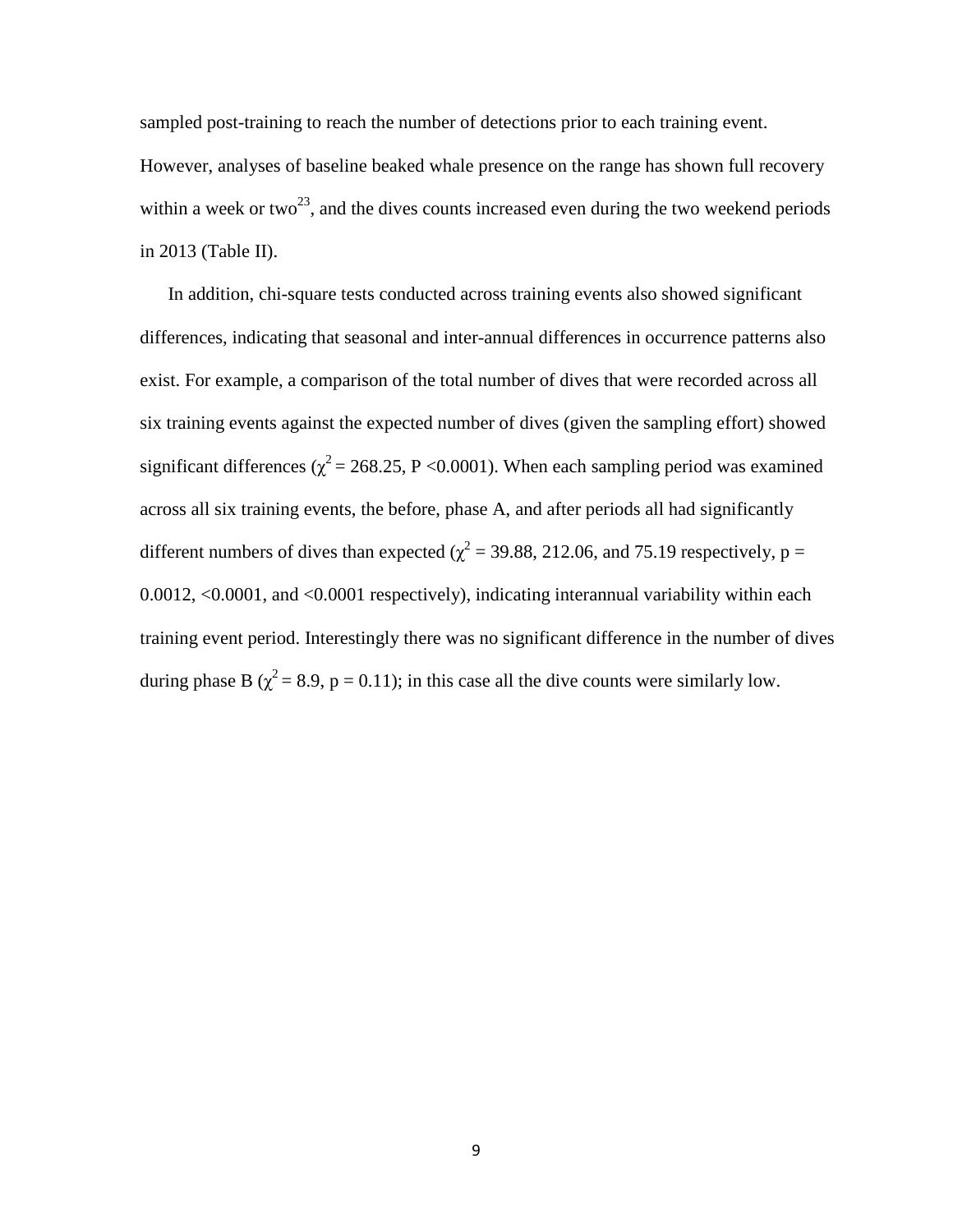sampled post-training to reach the number of detections prior to each training event. However, analyses of baseline beaked whale presence on the range has shown full recovery within a week or two[23], and the dives counts increased even during the two weekend periods in 2013 (Table II).

In addition, chi-square tests conducted across training events also showed significant differences, indicating that seasonal and inter-annual differences in occurrence patterns also exist. For example, a comparison of the total number of dives that were recorded across all six training events against the expected number of dives (given the sampling effort) showed significant differences ($\chi^2 = 268.25$, $P < 0.0001$). When each sampling period was examined across all six training events, the before, phase A, and after periods all had significantly different numbers of dives than expected ($\chi^2 = 39.88$, 212.06, and 75.19 respectively, $p = 0.0012$, $<0.0001$, and $<0.0001$ respectively), indicating interannual variability within each training event period. Interestingly there was no significant difference in the number of dives during phase B ($\chi^2 = 8.9$, $p = 0.11$); in this case all the dive counts were similarly low.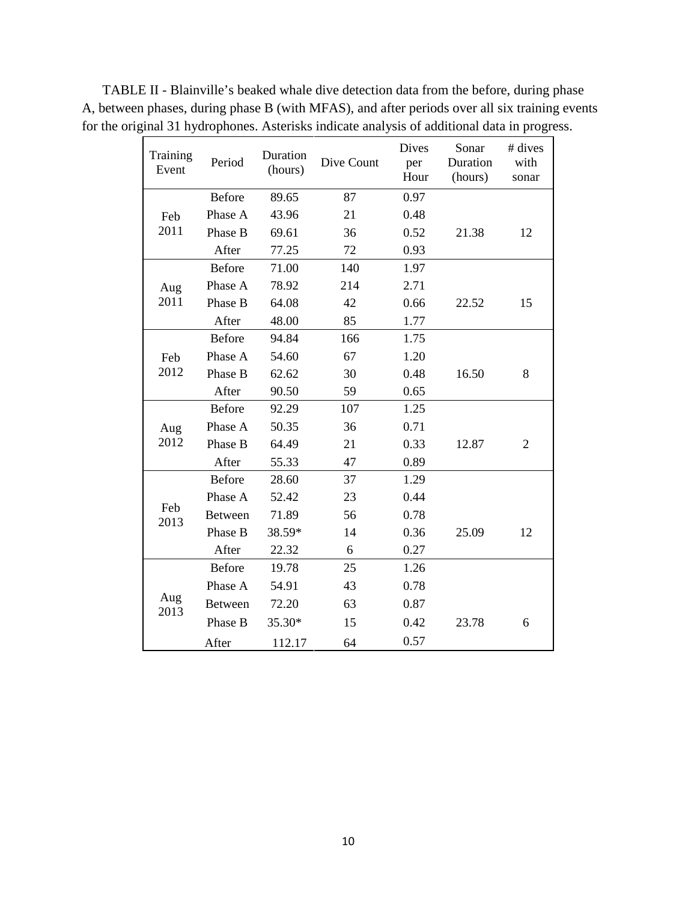TABLE II - Blainville's beaked whale dive detection data from the before, during phase A, between phases, during phase B (with MFAS), and after periods over all six training events for the original 31 hydrophones. Asterisks indicate analysis of additional data in progress.

| Training Event | Period | Duration (hours) | Dive Count | Dives per Hour | Sonar Duration (hours) | # dives with sonar |
|---|---|---|---|---|---|---|
| Feb 2011 | Before | 89.65 | 87 | 0.97 | | |
| | Phase A | 43.96 | 21 | 0.48 | | |
| | Phase B | 69.61 | 36 | 0.52 | 21.38 | 12 |
| | After | 77.25 | 72 | 0.93 | | |
| Aug 2011 | Before | 71.00 | 140 | 1.97 | | |
| | Phase A | 78.92 | 214 | 2.71 | | |
| | Phase B | 64.08 | 42 | 0.66 | 22.52 | 15 |
| | After | 48.00 | 85 | 1.77 | | |
| Feb 2012 | Before | 94.84 | 166 | 1.75 | | |
| | Phase A | 54.60 | 67 | 1.20 | | |
| | Phase B | 62.62 | 30 | 0.48 | 16.50 | 8 |
| | After | 90.50 | 59 | 0.65 | | |
| Aug 2012 | Before | 92.29 | 107 | 1.25 | | |
| | Phase A | 50.35 | 36 | 0.71 | | |
| | Phase B | 64.49 | 21 | 0.33 | 12.87 | 2 |
| | After | 55.33 | 47 | 0.89 | | |
| Feb 2013 | Before | 28.60 | 37 | 1.29 | | |
| | Phase A | 52.42 | 23 | 0.44 | | |
| | Between | 71.89 | 56 | 0.78 | | |
| | Phase B | 38.59* | 14 | 0.36 | 25.09 | 12 |
| | After | 22.32 | 6 | 0.27 | | |
| Aug 2013 | Before | 19.78 | 25 | 1.26 | | |
| | Phase A | 54.91 | 43 | 0.78 | | |
| | Between | 72.20 | 63 | 0.87 | | |
| | Phase B | 35.30* | 15 | 0.42 | 23.78 | 6 |
| | After | 112.17 | 64 | 0.57 | | |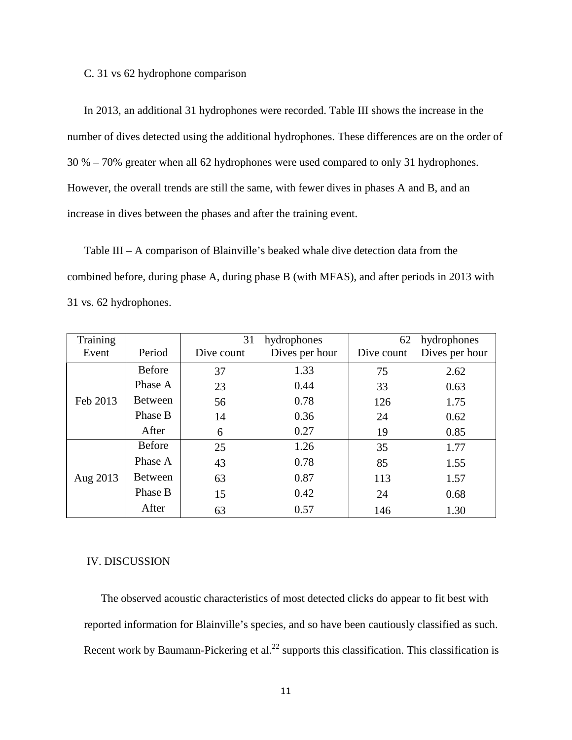C. 31 vs 62 hydrophone comparison

In 2013, an additional 31 hydrophones were recorded. Table III shows the increase in the number of dives detected using the additional hydrophones. These differences are on the order of 30 % – 70% greater when all 62 hydrophones were used compared to only 31 hydrophones. However, the overall trends are still the same, with fewer dives in phases A and B, and an increase in dives between the phases and after the training event.

Table III – A comparison of Blainville's beaked whale dive detection data from the combined before, during phase A, during phase B (with MFAS), and after periods in 2013 with 31 vs. 62 hydrophones.

| Training Event | Period | 31 hydrophones | | 62 hydrophones | |
|---|---|---|---|---|---|
| | | Dive count | Dives per hour | Dive count | Dives per hour |
| Feb 2013 | Before | 37 | 1.33 | 75 | 2.62 |
| | Phase A | 23 | 0.44 | 33 | 0.63 |
| | Between | 56 | 0.78 | 126 | 1.75 |
| | Phase B | 14 | 0.36 | 24 | 0.62 |
| | After | 6 | 0.27 | 19 | 0.85 |
| Aug 2013 | Before | 25 | 1.26 | 35 | 1.77 |
| | Phase A | 43 | 0.78 | 85 | 1.55 |
| | Between | 63 | 0.87 | 113 | 1.57 |
| | Phase B | 15 | 0.42 | 24 | 0.68 |
| | After | 63 | 0.57 | 146 | 1.30 |

## IV. DISCUSSION

The observed acoustic characteristics of most detected clicks do appear to fit best with reported information for Blainville's species, and so have been cautiously classified as such. Recent work by Baumann-Pickering et al.[22] supports this classification. This classification is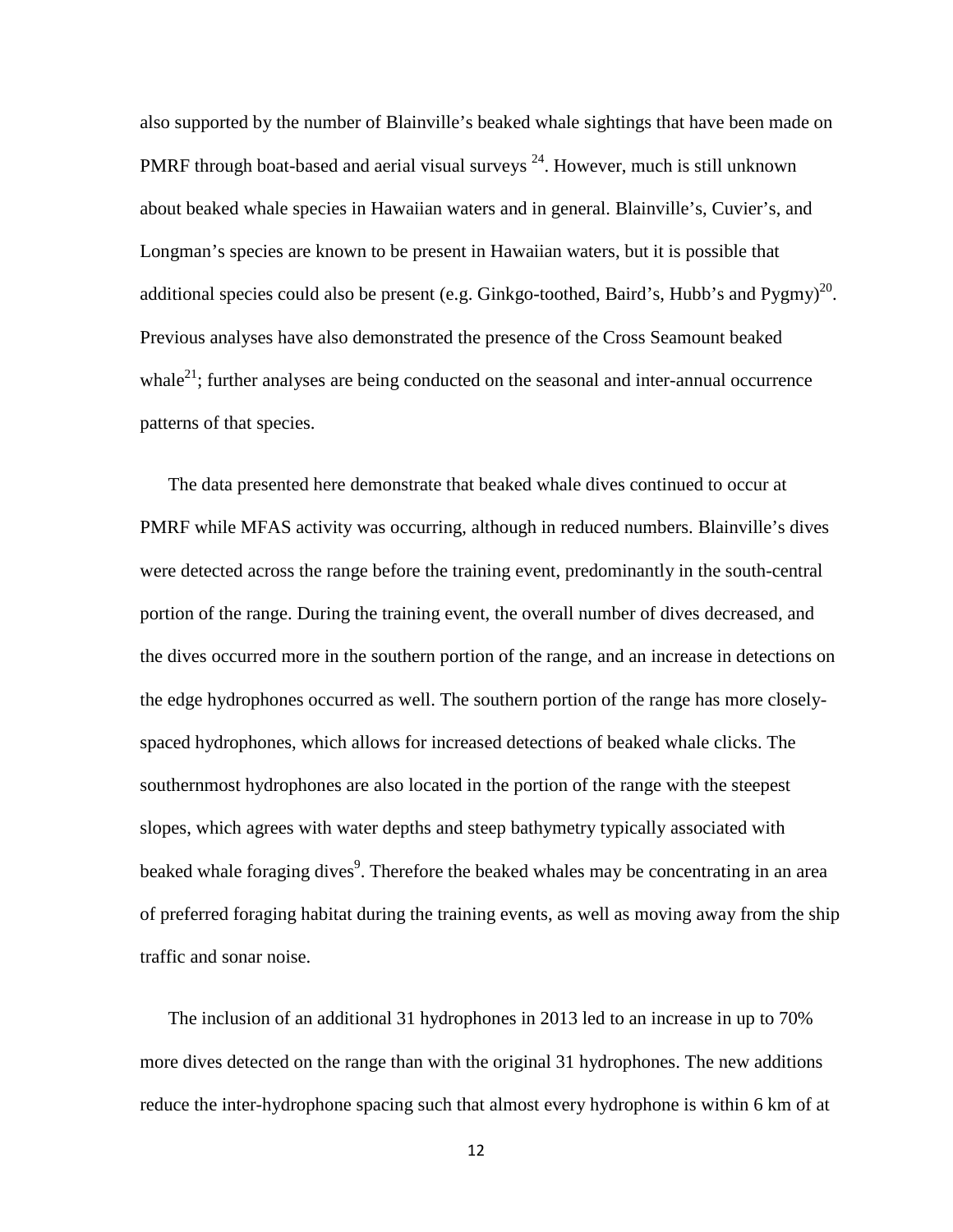also supported by the number of Blainville's beaked whale sightings that have been made on PMRF through boat-based and aerial visual surveys [24]. However, much is still unknown about beaked whale species in Hawaiian waters and in general. Blainville's, Cuvier's, and Longman's species are known to be present in Hawaiian waters, but it is possible that additional species could also be present (e.g. Ginkgo-toothed, Baird's, Hubb's and Pygmy)[20]. Previous analyses have also demonstrated the presence of the Cross Seamount beaked whale[21]; further analyses are being conducted on the seasonal and inter-annual occurrence patterns of that species.

The data presented here demonstrate that beaked whale dives continued to occur at PMRF while MFAS activity was occurring, although in reduced numbers. Blainville's dives were detected across the range before the training event, predominantly in the south-central portion of the range. During the training event, the overall number of dives decreased, and the dives occurred more in the southern portion of the range, and an increase in detections on the edge hydrophones occurred as well. The southern portion of the range has more closely-spaced hydrophones, which allows for increased detections of beaked whale clicks. The southernmost hydrophones are also located in the portion of the range with the steepest slopes, which agrees with water depths and steep bathymetry typically associated with beaked whale foraging dives[9]. Therefore the beaked whales may be concentrating in an area of preferred foraging habitat during the training events, as well as moving away from the ship traffic and sonar noise.

The inclusion of an additional 31 hydrophones in 2013 led to an increase in up to 70% more dives detected on the range than with the original 31 hydrophones. The new additions reduce the inter-hydrophone spacing such that almost every hydrophone is within 6 km of at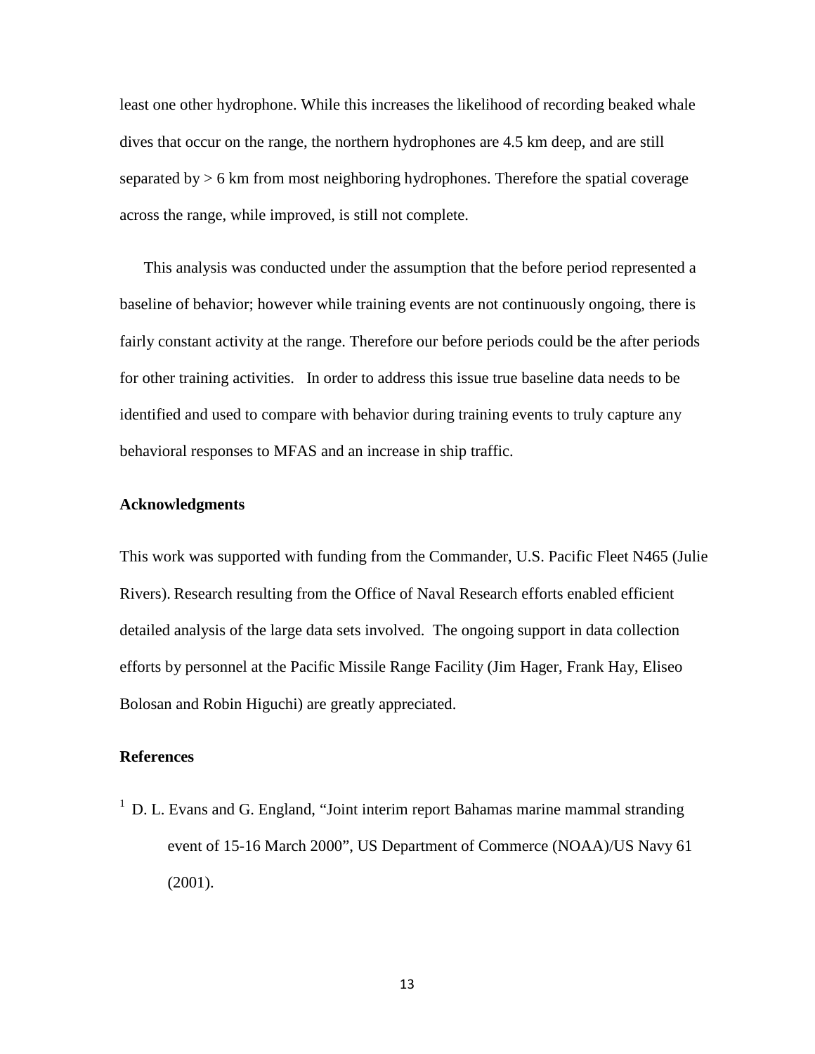least one other hydrophone. While this increases the likelihood of recording beaked whale dives that occur on the range, the northern hydrophones are 4.5 km deep, and are still separated by > 6 km from most neighboring hydrophones. Therefore the spatial coverage across the range, while improved, is still not complete.

This analysis was conducted under the assumption that the before period represented a baseline of behavior; however while training events are not continuously ongoing, there is fairly constant activity at the range. Therefore our before periods could be the after periods for other training activities. In order to address this issue true baseline data needs to be identified and used to compare with behavior during training events to truly capture any behavioral responses to MFAS and an increase in ship traffic.

## Acknowledgments

This work was supported with funding from the Commander, U.S. Pacific Fleet N465 (Julie Rivers). Research resulting from the Office of Naval Research efforts enabled efficient detailed analysis of the large data sets involved. The ongoing support in data collection efforts by personnel at the Pacific Missile Range Facility (Jim Hager, Frank Hay, Eliseo Bolosan and Robin Higuchi) are greatly appreciated.

## References

[1] D. L. Evans and G. England, "Joint interim report Bahamas marine mammal stranding event of 15-16 March 2000", US Department of Commerce (NOAA)/US Navy 61 (2001).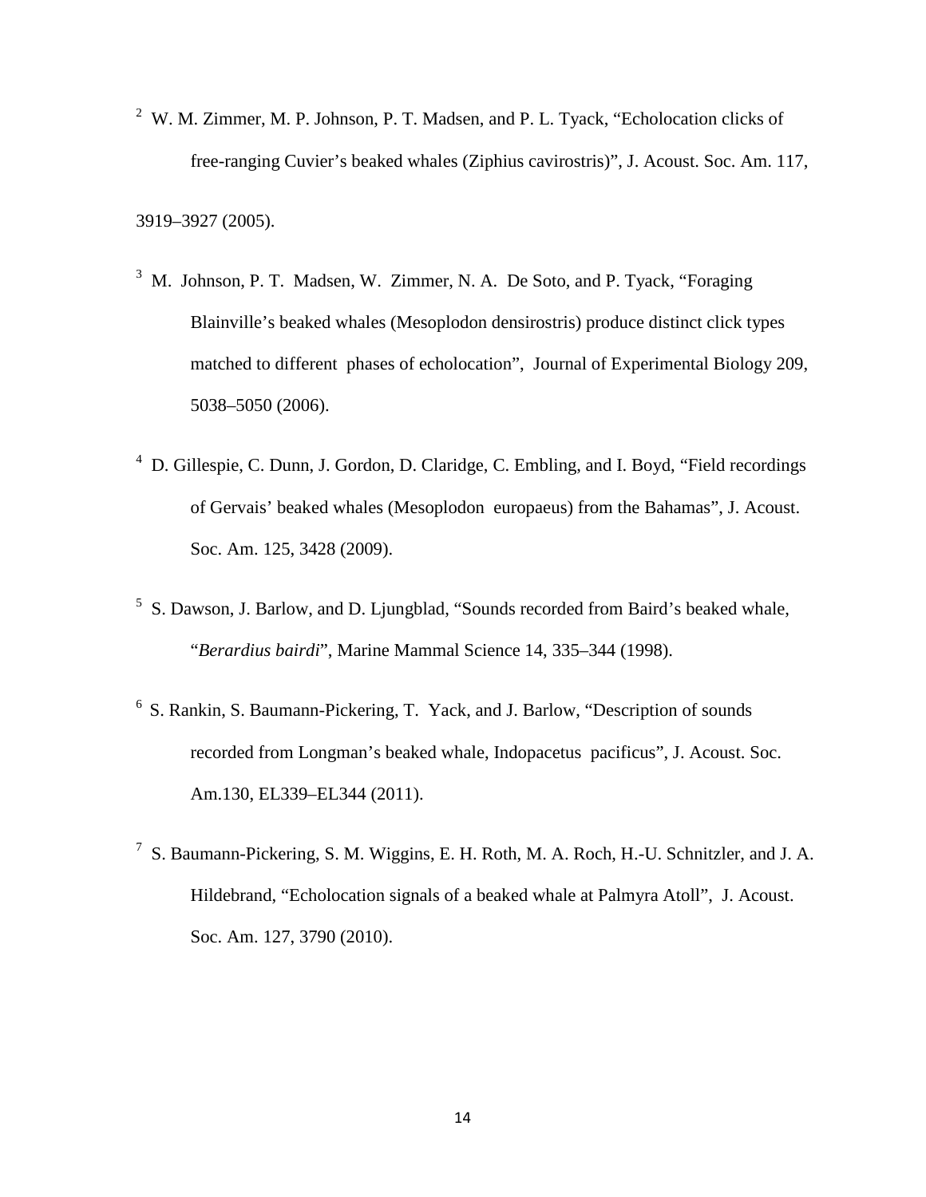[2] W. M. Zimmer, M. P. Johnson, P. T. Madsen, and P. L. Tyack, "Echolocation clicks of free-ranging Cuvier's beaked whales (Ziphius cavirostris)", J. Acoust. Soc. Am. 117, 3919–3927 (2005).

[3] M. Johnson, P. T. Madsen, W. Zimmer, N. A. De Soto, and P. Tyack, "Foraging Blainville's beaked whales (Mesoplodon densirostris) produce distinct click types matched to different phases of echolocation", Journal of Experimental Biology 209, 5038–5050 (2006).

[4] D. Gillespie, C. Dunn, J. Gordon, D. Claridge, C. Embling, and I. Boyd, "Field recordings of Gervais' beaked whales (Mesoplodon europaeus) from the Bahamas", J. Acoust. Soc. Am. 125, 3428 (2009).

[5] S. Dawson, J. Barlow, and D. Ljungblad, "Sounds recorded from Baird's beaked whale, "*Berardius bairdi*", Marine Mammal Science 14, 335–344 (1998).

[6] S. Rankin, S. Baumann-Pickering, T. Yack, and J. Barlow, "Description of sounds recorded from Longman's beaked whale, Indopacetus pacificus", J. Acoust. Soc. Am.130, EL339–EL344 (2011).

[7] S. Baumann-Pickering, S. M. Wiggins, E. H. Roth, M. A. Roch, H.-U. Schnitzler, and J. A. Hildebrand, "Echolocation signals of a beaked whale at Palmyra Atoll", J. Acoust. Soc. Am. 127, 3790 (2010).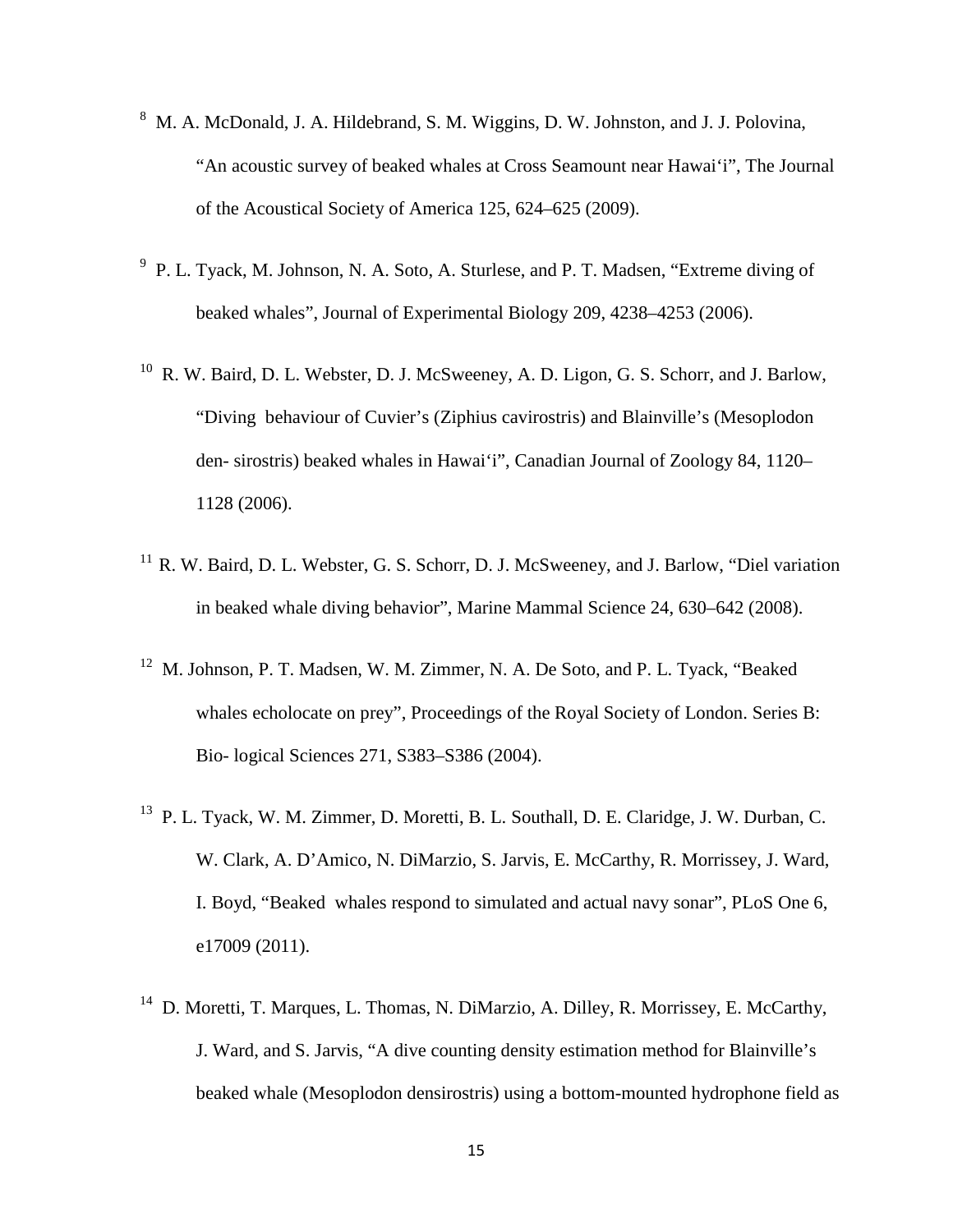[8] M. A. McDonald, J. A. Hildebrand, S. M. Wiggins, D. W. Johnston, and J. J. Polovina, "An acoustic survey of beaked whales at Cross Seamount near Hawai'i", The Journal of the Acoustical Society of America 125, 624–625 (2009).

[9] P. L. Tyack, M. Johnson, N. A. Soto, A. Sturlese, and P. T. Madsen, "Extreme diving of beaked whales", Journal of Experimental Biology 209, 4238–4253 (2006).

[10] R. W. Baird, D. L. Webster, D. J. McSweeney, A. D. Ligon, G. S. Schorr, and J. Barlow, "Diving behaviour of Cuvier's (Ziphius cavirostris) and Blainville's (Mesoplodon den- sirostris) beaked whales in Hawai'i", Canadian Journal of Zoology 84, 1120–1128 (2006).

[11] R. W. Baird, D. L. Webster, G. S. Schorr, D. J. McSweeney, and J. Barlow, "Diel variation in beaked whale diving behavior", Marine Mammal Science 24, 630–642 (2008).

[12] M. Johnson, P. T. Madsen, W. M. Zimmer, N. A. De Soto, and P. L. Tyack, "Beaked whales echolocate on prey", Proceedings of the Royal Society of London. Series B: Bio- logical Sciences 271, S383–S386 (2004).

[13] P. L. Tyack, W. M. Zimmer, D. Moretti, B. L. Southall, D. E. Claridge, J. W. Durban, C. W. Clark, A. D'Amico, N. DiMarzio, S. Jarvis, E. McCarthy, R. Morrissey, J. Ward, I. Boyd, "Beaked whales respond to simulated and actual navy sonar", PLoS One 6, e17009 (2011).

[14] D. Moretti, T. Marques, L. Thomas, N. DiMarzio, A. Dilley, R. Morrissey, E. McCarthy, J. Ward, and S. Jarvis, "A dive counting density estimation method for Blainville's beaked whale (Mesoplodon densirostris) using a bottom-mounted hydrophone field as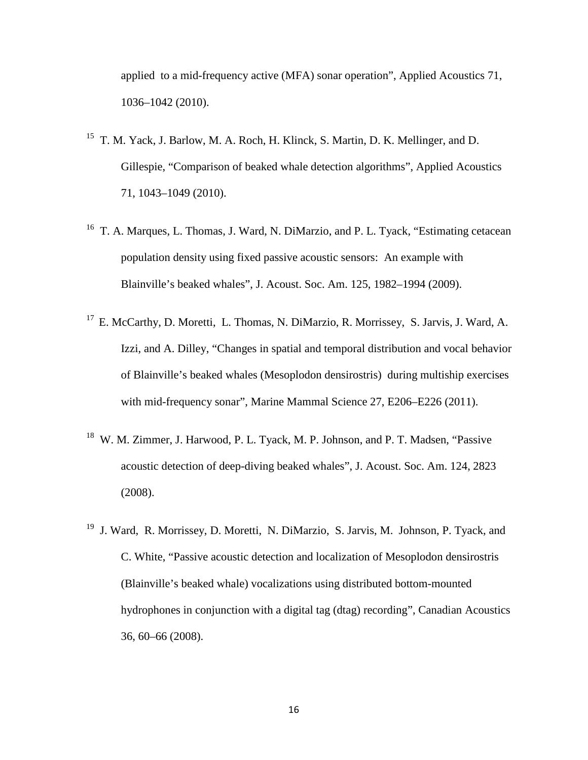applied to a mid-frequency active (MFA) sonar operation", Applied Acoustics 71, 1036–1042 (2010).

[15] T. M. Yack, J. Barlow, M. A. Roch, H. Klinck, S. Martin, D. K. Mellinger, and D. Gillespie, "Comparison of beaked whale detection algorithms", Applied Acoustics 71, 1043–1049 (2010).

[16] T. A. Marques, L. Thomas, J. Ward, N. DiMarzio, and P. L. Tyack, "Estimating cetacean population density using fixed passive acoustic sensors: An example with Blainville's beaked whales", J. Acoust. Soc. Am. 125, 1982–1994 (2009).

[17] E. McCarthy, D. Moretti, L. Thomas, N. DiMarzio, R. Morrissey, S. Jarvis, J. Ward, A. Izzi, and A. Dilley, "Changes in spatial and temporal distribution and vocal behavior of Blainville's beaked whales (Mesoplodon densirostris) during multiship exercises with mid-frequency sonar", Marine Mammal Science 27, E206–E226 (2011).

[18] W. M. Zimmer, J. Harwood, P. L. Tyack, M. P. Johnson, and P. T. Madsen, "Passive acoustic detection of deep-diving beaked whales", J. Acoust. Soc. Am. 124, 2823 (2008).

[19] J. Ward, R. Morrissey, D. Moretti, N. DiMarzio, S. Jarvis, M. Johnson, P. Tyack, and C. White, "Passive acoustic detection and localization of Mesoplodon densirostris (Blainville's beaked whale) vocalizations using distributed bottom-mounted hydrophones in conjunction with a digital tag (dtag) recording", Canadian Acoustics 36, 60–66 (2008).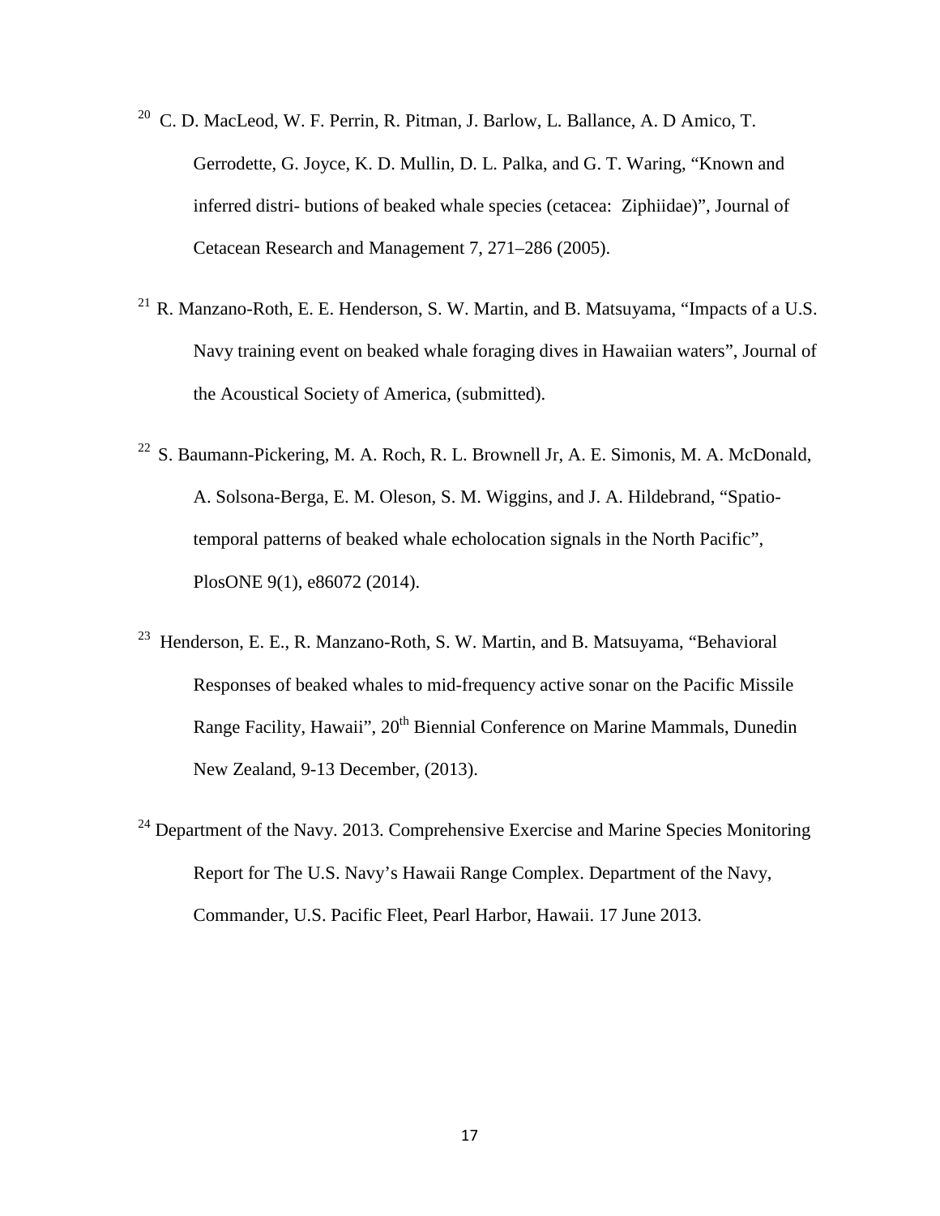[20] C. D. MacLeod, W. F. Perrin, R. Pitman, J. Barlow, L. Ballance, A. D Amico, T. Gerrodette, G. Joyce, K. D. Mullin, D. L. Palka, and G. T. Waring, "Known and inferred distri- butions of beaked whale species (cetacea: Ziphiidae)", Journal of Cetacean Research and Management 7, 271–286 (2005).

[21] R. Manzano-Roth, E. E. Henderson, S. W. Martin, and B. Matsuyama, "Impacts of a U.S. Navy training event on beaked whale foraging dives in Hawaiian waters", Journal of the Acoustical Society of America, (submitted).

[22] S. Baumann-Pickering, M. A. Roch, R. L. Brownell Jr, A. E. Simonis, M. A. McDonald, A. Solsona-Berga, E. M. Oleson, S. M. Wiggins, and J. A. Hildebrand, "Spatio-temporal patterns of beaked whale echolocation signals in the North Pacific", PlosONE 9(1), e86072 (2014).

[23] Henderson, E. E., R. Manzano-Roth, S. W. Martin, and B. Matsuyama, "Behavioral Responses of beaked whales to mid-frequency active sonar on the Pacific Missile Range Facility, Hawaii", 20th Biennial Conference on Marine Mammals, Dunedin New Zealand, 9-13 December, (2013).

[24] Department of the Navy. 2013. Comprehensive Exercise and Marine Species Monitoring Report for The U.S. Navy's Hawaii Range Complex. Department of the Navy, Commander, U.S. Pacific Fleet, Pearl Harbor, Hawaii. 17 June 2013.